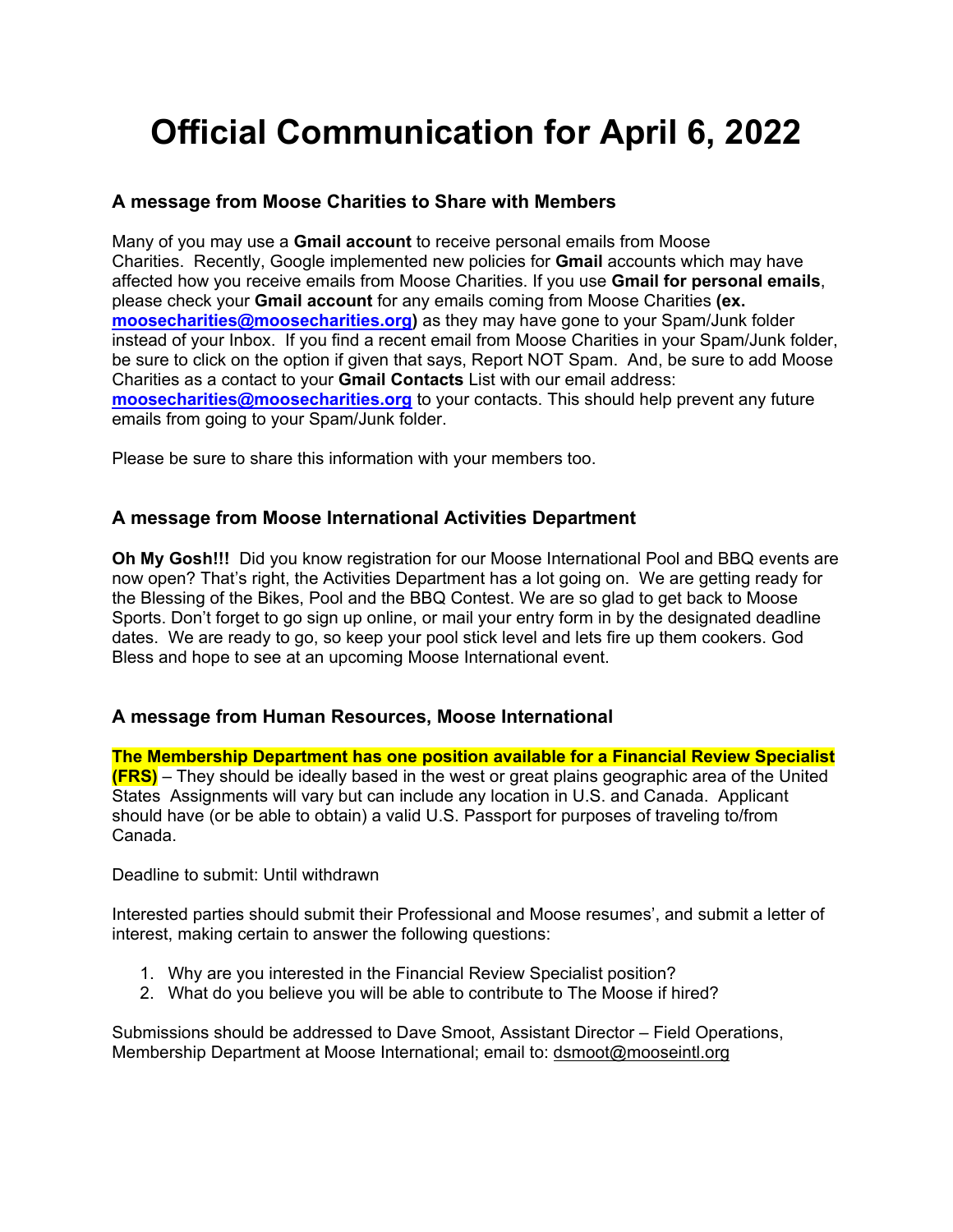# Official Communication for April 6, 2022

### A message from Moose Charities to Share with Members

Many of you may use a **Gmail account** to receive personal emails from Moose Charities. Recently, Google implemented new policies for **Gmail** accounts which may have affected how you receive emails from Moose Charities. If you use **Gmail for personal emails**, please check your **Gmail account** for any emails coming from Moose Charities **(ex. moosecharities@moosecharities.org)** as they may have gone to your Spam/Junk folder instead of your Inbox. If you find a recent email from Moose Charities in your Spam/Junk folder, be sure to click on the option if given that says, Report NOT Spam. And, be sure to add Moose Charities as a contact to your **Gmail Contacts** List with our email address: **moosecharities@moosecharities.org** to your contacts. This should help prevent any future emails from going to your Spam/Junk folder.

Please be sure to share this information with your members too.

### A message from Moose International Activities Department

**Oh My Gosh!!!** Did you know registration for our Moose International Pool and BBQ events are now open? That's right, the Activities Department has a lot going on. We are getting ready for the Blessing of the Bikes, Pool and the BBQ Contest. We are so glad to get back to Moose Sports. Don't forget to go sign up online, or mail your entry form in by the designated deadline dates. We are ready to go, so keep your pool stick level and lets fire up them cookers. God Bless and hope to see at an upcoming Moose International event.

### A message from Human Resources, Moose International

**The Membership Department has one position available for a Financial Review Specialist (FRS)** – They should be ideally based in the west or great plains geographic area of the United States Assignments will vary but can include any location in U.S. and Canada. Applicant should have (or be able to obtain) a valid U.S. Passport for purposes of traveling to/from Canada.

Deadline to submit: Until withdrawn

Interested parties should submit their Professional and Moose resumes', and submit a letter of interest, making certain to answer the following questions:

1. Why are you interested in the Financial Review Specialist position?
2. What do you believe you will be able to contribute to The Moose if hired?

Submissions should be addressed to Dave Smoot, Assistant Director – Field Operations, Membership Department at Moose International; email to: dsmoot@mooseintl.org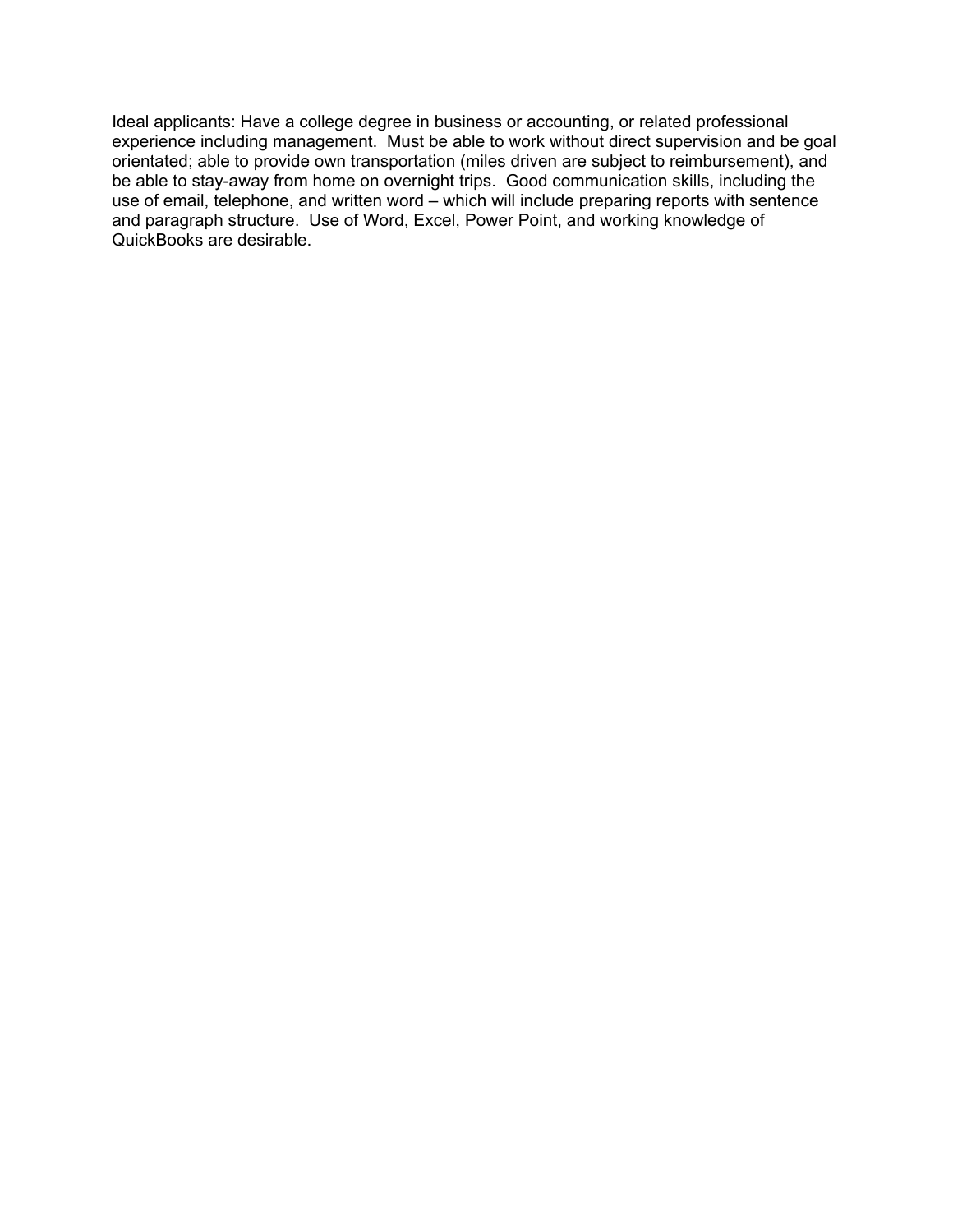Ideal applicants: Have a college degree in business or accounting, or related professional experience including management. Must be able to work without direct supervision and be goal orientated; able to provide own transportation (miles driven are subject to reimbursement), and be able to stay-away from home on overnight trips. Good communication skills, including the use of email, telephone, and written word – which will include preparing reports with sentence and paragraph structure. Use of Word, Excel, Power Point, and working knowledge of QuickBooks are desirable.